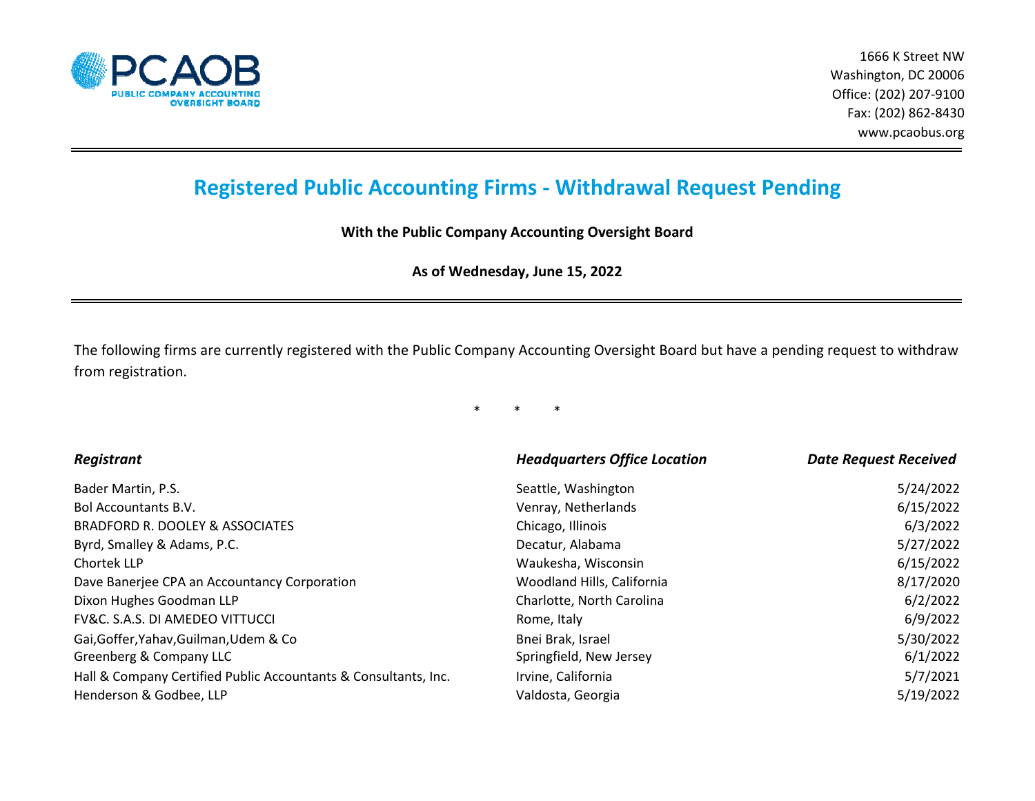PCAOB
PUBLIC COMPANY ACCOUNTING OVERSIGHT BOARD

1666 K Street NW
Washington, DC 20006
Office: (202) 207-9100
Fax: (202) 862-8430
www.pcaobus.org

# Registered Public Accounting Firms - Withdrawal Request Pending

**With the Public Company Accounting Oversight Board**

**As of Wednesday, June 15, 2022**

The following firms are currently registered with the Public Company Accounting Oversight Board but have a pending request to withdraw from registration.

\* \* \*

| *Registrant* | *Headquarters Office Location* | *Date Request Received* |
|---|---|---|
| Bader Martin, P.S. | Seattle, Washington | 5/24/2022 |
| Bol Accountants B.V. | Venray, Netherlands | 6/15/2022 |
| BRADFORD R. DOOLEY & ASSOCIATES | Chicago, Illinois | 6/3/2022 |
| Byrd, Smalley & Adams, P.C. | Decatur, Alabama | 5/27/2022 |
| Chortek LLP | Waukesha, Wisconsin | 6/15/2022 |
| Dave Banerjee CPA an Accountancy Corporation | Woodland Hills, California | 8/17/2020 |
| Dixon Hughes Goodman LLP | Charlotte, North Carolina | 6/2/2022 |
| FV&C. S.A.S. DI AMEDEO VITTUCCI | Rome, Italy | 6/9/2022 |
| Gai,Goffer,Yahav,Guilman,Udem & Co | Bnei Brak, Israel | 5/30/2022 |
| Greenberg & Company LLC | Springfield, New Jersey | 6/1/2022 |
| Hall & Company Certified Public Accountants & Consultants, Inc. | Irvine, California | 5/7/2021 |
| Henderson & Godbee, LLP | Valdosta, Georgia | 5/19/2022 |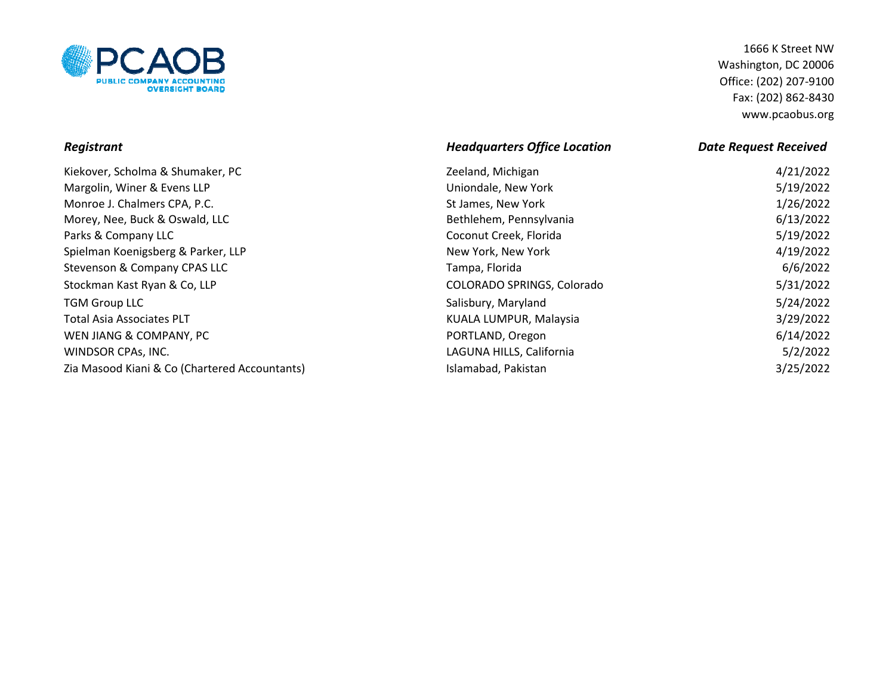| *Registrant* | *Headquarters Office Location* | *Date Request Received* |
|---|---|---|
| Kiekover, Scholma & Shumaker, PC | Zeeland, Michigan | 4/21/2022 |
| Margolin, Winer & Evens LLP | Uniondale, New York | 5/19/2022 |
| Monroe J. Chalmers CPA, P.C. | St James, New York | 1/26/2022 |
| Morey, Nee, Buck & Oswald, LLC | Bethlehem, Pennsylvania | 6/13/2022 |
| Parks & Company LLC | Coconut Creek, Florida | 5/19/2022 |
| Spielman Koenigsberg & Parker, LLP | New York, New York | 4/19/2022 |
| Stevenson & Company CPAS LLC | Tampa, Florida | 6/6/2022 |
| Stockman Kast Ryan & Co, LLP | COLORADO SPRINGS, Colorado | 5/31/2022 |
| TGM Group LLC | Salisbury, Maryland | 5/24/2022 |
| Total Asia Associates PLT | KUALA LUMPUR, Malaysia | 3/29/2022 |
| WEN JIANG & COMPANY, PC | PORTLAND, Oregon | 6/14/2022 |
| WINDSOR CPAs, INC. | LAGUNA HILLS, California | 5/2/2022 |
| Zia Masood Kiani & Co (Chartered Accountants) | Islamabad, Pakistan | 3/25/2022 |